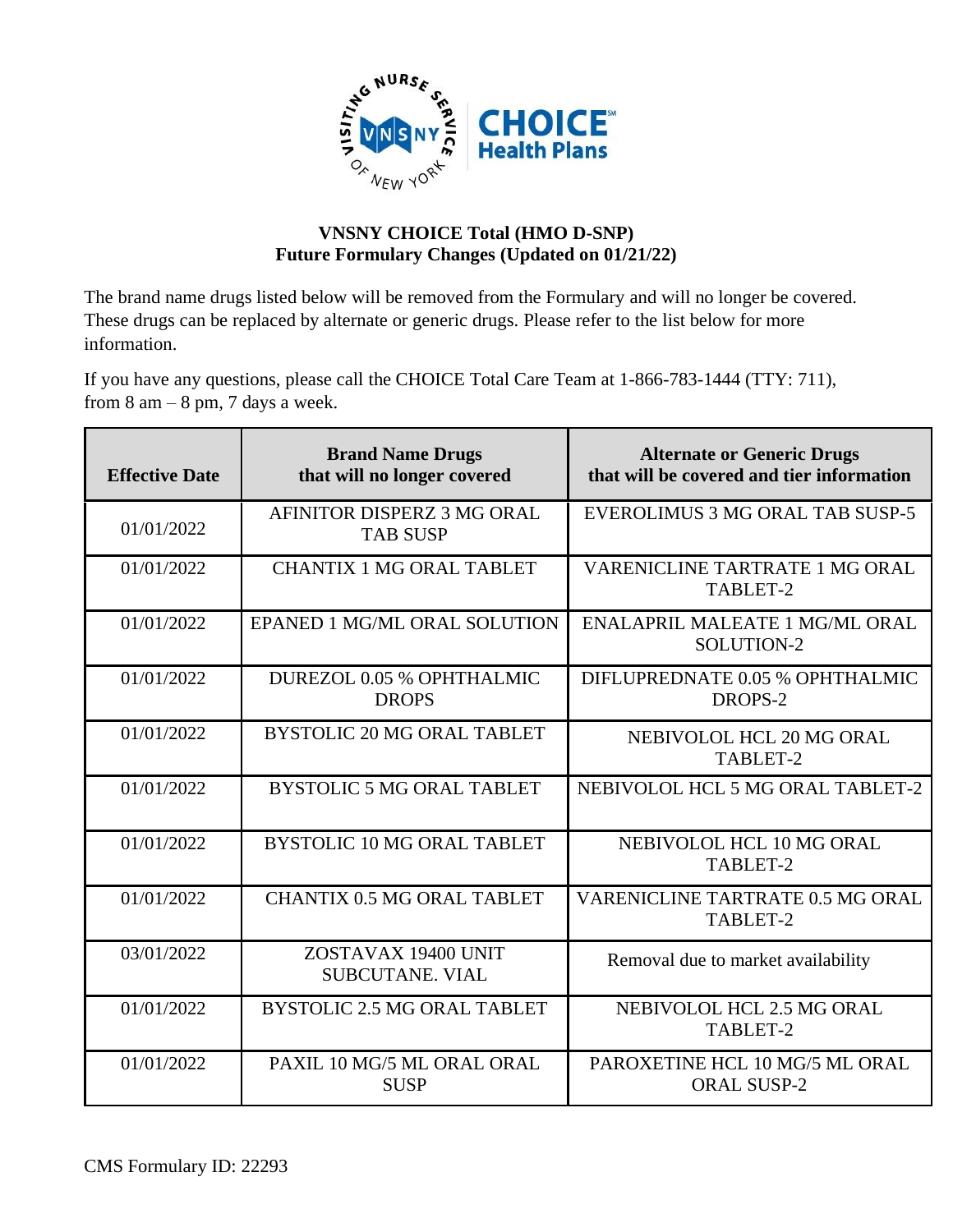VISITING NURSE SERVICE OF NEW YORK — VNSNY CHOICE Health Plans

**VNSNY CHOICE Total (HMO D-SNP)**
**Future Formulary Changes (Updated on 01/21/22)**

The brand name drugs listed below will be removed from the Formulary and will no longer be covered. These drugs can be replaced by alternate or generic drugs. Please refer to the list below for more information.

If you have any questions, please call the CHOICE Total Care Team at 1-866-783-1444 (TTY: 711), from 8 am – 8 pm, 7 days a week.

| Effective Date | Brand Name Drugs that will no longer covered | Alternate or Generic Drugs that will be covered and tier information |
|---|---|---|
| 01/01/2022 | AFINITOR DISPERZ 3 MG ORAL TAB SUSP | EVEROLIMUS 3 MG ORAL TAB SUSP-5 |
| 01/01/2022 | CHANTIX 1 MG ORAL TABLET | VARENICLINE TARTRATE 1 MG ORAL TABLET-2 |
| 01/01/2022 | EPANED 1 MG/ML ORAL SOLUTION | ENALAPRIL MALEATE 1 MG/ML ORAL SOLUTION-2 |
| 01/01/2022 | DUREZOL 0.05 % OPHTHALMIC DROPS | DIFLUPREDNATE 0.05 % OPHTHALMIC DROPS-2 |
| 01/01/2022 | BYSTOLIC 20 MG ORAL TABLET | NEBIVOLOL HCL 20 MG ORAL TABLET-2 |
| 01/01/2022 | BYSTOLIC 5 MG ORAL TABLET | NEBIVOLOL HCL 5 MG ORAL TABLET-2 |
| 01/01/2022 | BYSTOLIC 10 MG ORAL TABLET | NEBIVOLOL HCL 10 MG ORAL TABLET-2 |
| 01/01/2022 | CHANTIX 0.5 MG ORAL TABLET | VARENICLINE TARTRATE 0.5 MG ORAL TABLET-2 |
| 03/01/2022 | ZOSTAVAX 19400 UNIT SUBCUTANE. VIAL | Removal due to market availability |
| 01/01/2022 | BYSTOLIC 2.5 MG ORAL TABLET | NEBIVOLOL HCL 2.5 MG ORAL TABLET-2 |
| 01/01/2022 | PAXIL 10 MG/5 ML ORAL ORAL SUSP | PAROXETINE HCL 10 MG/5 ML ORAL ORAL SUSP-2 |

CMS Formulary ID: 22293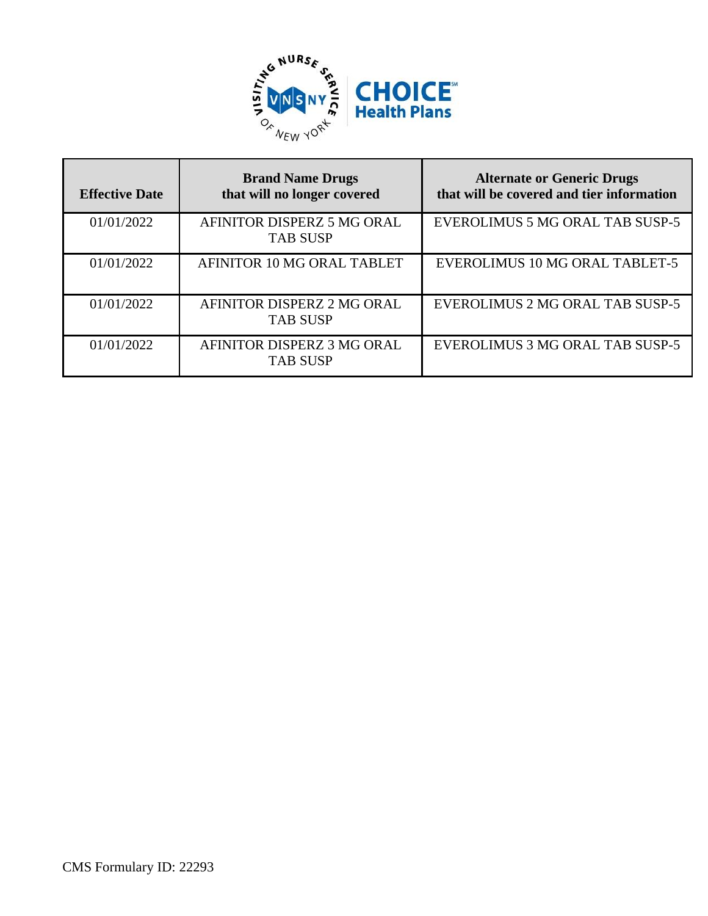| Effective Date | Brand Name Drugs that will no longer covered | Alternate or Generic Drugs that will be covered and tier information |
|---|---|---|
| 01/01/2022 | AFINITOR DISPERZ 5 MG ORAL TAB SUSP | EVEROLIMUS 5 MG ORAL TAB SUSP-5 |
| 01/01/2022 | AFINITOR 10 MG ORAL TABLET | EVEROLIMUS 10 MG ORAL TABLET-5 |
| 01/01/2022 | AFINITOR DISPERZ 2 MG ORAL TAB SUSP | EVEROLIMUS 2 MG ORAL TAB SUSP-5 |
| 01/01/2022 | AFINITOR DISPERZ 3 MG ORAL TAB SUSP | EVEROLIMUS 3 MG ORAL TAB SUSP-5 |

CMS Formulary ID: 22293